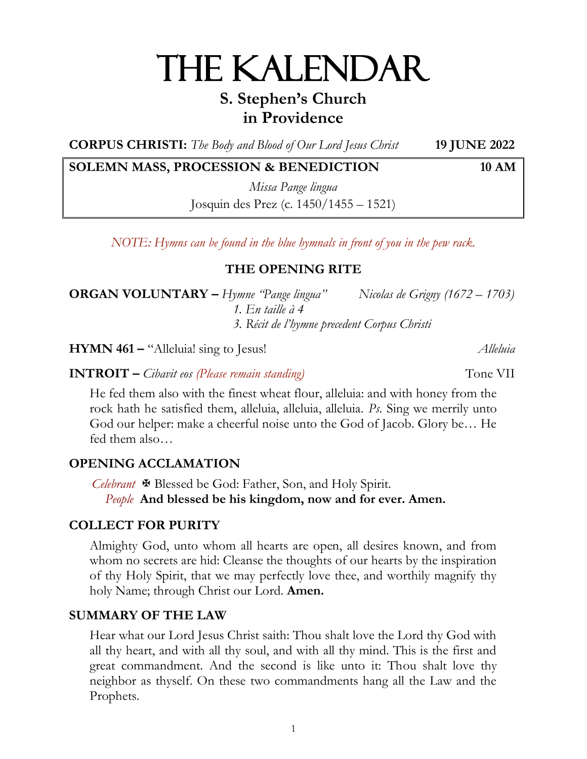# THE KALENDAR

## S. Stephen's Church in Providence

**CORPUS CHRISTI:** *The Body and Blood of Our Lord Jesus Christ* **19 JUNE 2022**

**SOLEMN MASS, PROCESSION & BENEDICTION** **10 AM**

*Missa Pange lingua*
Josquin des Prez (c. 1450/1455 – 1521)

*NOTE: Hymns can be found in the blue hymnals in front of you in the pew rack.*

### THE OPENING RITE

**ORGAN VOLUNTARY –** *Hymne "Pange lingua"* *Nicolas de Grigny (1672 – 1703)*
*1. En taille à 4*
*3. Récit de l'hymne precedent Corpus Christi*

**HYMN 461 –** "Alleluia! sing to Jesus! *Alleluia*

**INTROIT –** *Cibavit eos (Please remain standing)* Tone VII

He fed them also with the finest wheat flour, alleluia: and with honey from the rock hath he satisfied them, alleluia, alleluia, alleluia. *Ps.* Sing we merrily unto God our helper: make a cheerful noise unto the God of Jacob. Glory be… He fed them also…

**OPENING ACCLAMATION**

*Celebrant* ✠ Blessed be God: Father, Son, and Holy Spirit.
*People* **And blessed be his kingdom, now and for ever. Amen.**

**COLLECT FOR PURITY**

Almighty God, unto whom all hearts are open, all desires known, and from whom no secrets are hid: Cleanse the thoughts of our hearts by the inspiration of thy Holy Spirit, that we may perfectly love thee, and worthily magnify thy holy Name; through Christ our Lord. **Amen.**

**SUMMARY OF THE LAW**

Hear what our Lord Jesus Christ saith: Thou shalt love the Lord thy God with all thy heart, and with all thy soul, and with all thy mind. This is the first and great commandment. And the second is like unto it: Thou shalt love thy neighbor as thyself. On these two commandments hang all the Law and the Prophets.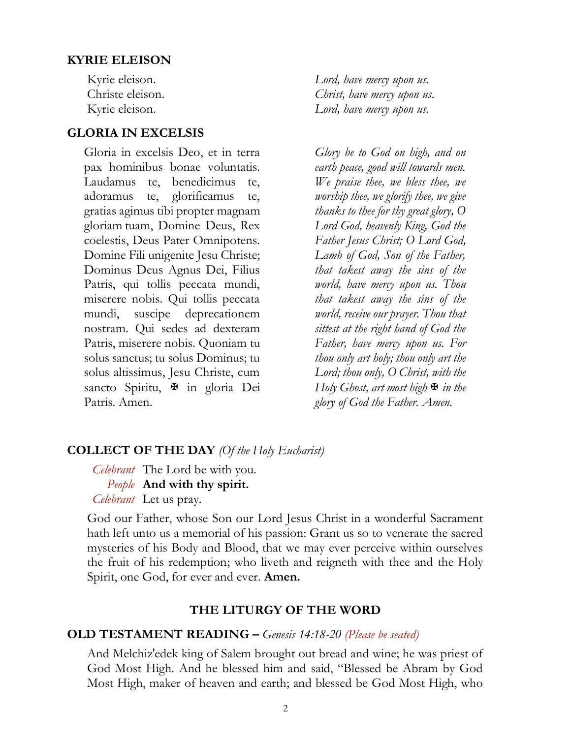## KYRIE ELEISON

Kyrie eleison.
Christe eleison.
Kyrie eleison.

*Lord, have mercy upon us.*
*Christ, have mercy upon us.*
*Lord, have mercy upon us.*

## GLORIA IN EXCELSIS

Gloria in excelsis Deo, et in terra pax hominibus bonae voluntatis. Laudamus te, benedicimus te, adoramus te, glorificamus te, gratias agimus tibi propter magnam gloriam tuam, Domine Deus, Rex coelestis, Deus Pater Omnipotens. Domine Fili unigenite Jesu Christe; Dominus Deus Agnus Dei, Filius Patris, qui tollis peccata mundi, miserere nobis. Qui tollis peccata mundi, suscipe deprecationem nostram. Qui sedes ad dexteram Patris, miserere nobis. Quoniam tu solus sanctus; tu solus Dominus; tu solus altissimus, Jesu Christe, cum sancto Spiritu, ✠ in gloria Dei Patris. Amen.

*Glory be to God on high, and on earth peace, good will towards men. We praise thee, we bless thee, we worship thee, we glorify thee, we give thanks to thee for thy great glory, O Lord God, heavenly King, God the Father Jesus Christ; O Lord God, Lamb of God, Son of the Father, that takest away the sins of the world, have mercy upon us. Thou that takest away the sins of the world, receive our prayer. Thou that sittest at the right hand of God the Father, have mercy upon us. For thou only art holy; thou only art the Lord; thou only, O Christ, with the Holy Ghost, art most high ✠ in the glory of God the Father. Amen.*

## COLLECT OF THE DAY *(Of the Holy Eucharist)*

*Celebrant* The Lord be with you.
*People* **And with thy spirit.**
*Celebrant* Let us pray.

God our Father, whose Son our Lord Jesus Christ in a wonderful Sacrament hath left unto us a memorial of his passion: Grant us so to venerate the sacred mysteries of his Body and Blood, that we may ever perceive within ourselves the fruit of his redemption; who liveth and reigneth with thee and the Holy Spirit, one God, for ever and ever. **Amen.**

# THE LITURGY OF THE WORD

## OLD TESTAMENT READING – *Genesis 14:18-20 (Please be seated)*

And Melchiz'edek king of Salem brought out bread and wine; he was priest of God Most High. And he blessed him and said, "Blessed be Abram by God Most High, maker of heaven and earth; and blessed be God Most High, who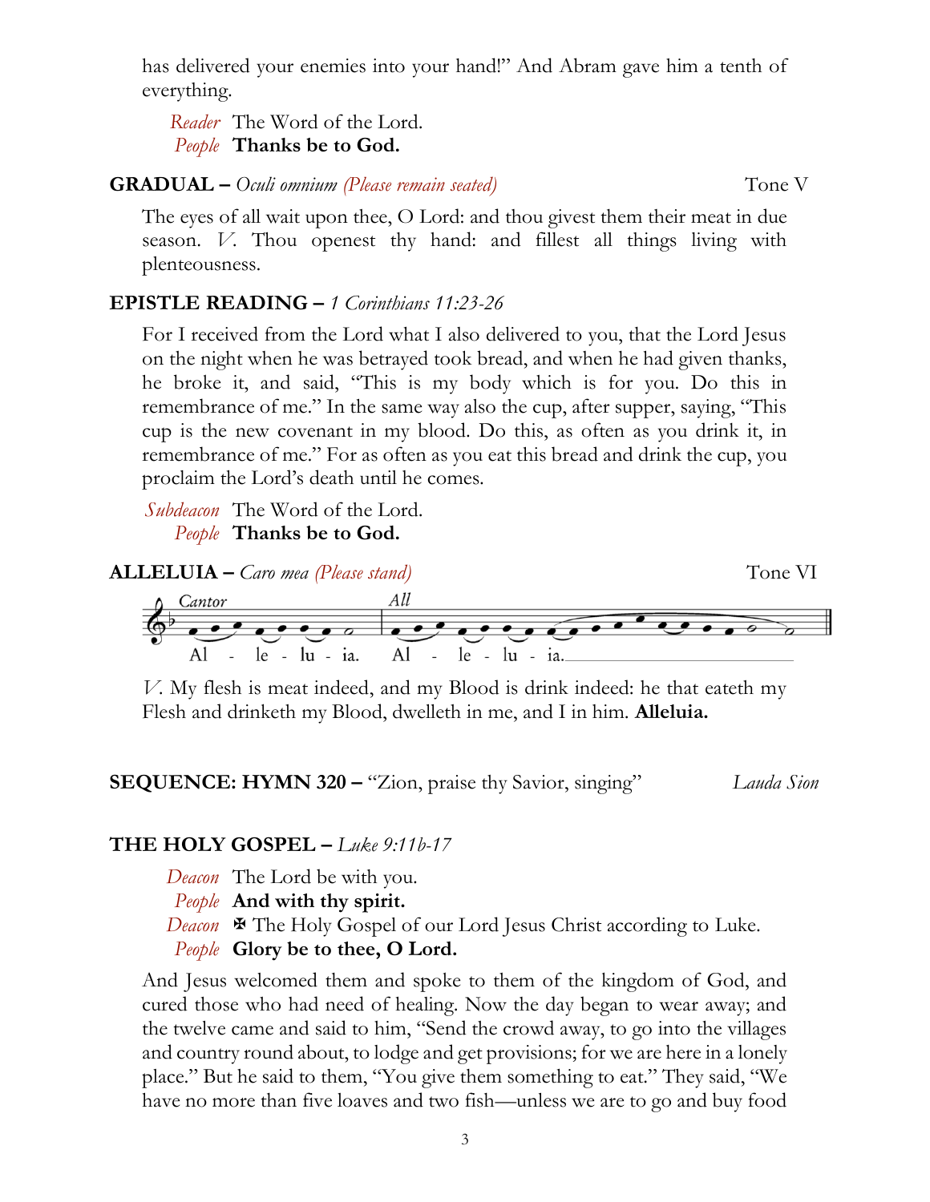has delivered your enemies into your hand!" And Abram gave him a tenth of everything.

*Reader* The Word of the Lord.
*People* **Thanks be to God.**

**GRADUAL –** *Oculi omnium (Please remain seated)* Tone V

The eyes of all wait upon thee, O Lord: and thou givest them their meat in due season. *V.* Thou openest thy hand: and fillest all things living with plenteousness.

**EPISTLE READING –** *1 Corinthians 11:23-26*

For I received from the Lord what I also delivered to you, that the Lord Jesus on the night when he was betrayed took bread, and when he had given thanks, he broke it, and said, "This is my body which is for you. Do this in remembrance of me." In the same way also the cup, after supper, saying, "This cup is the new covenant in my blood. Do this, as often as you drink it, in remembrance of me." For as often as you eat this bread and drink the cup, you proclaim the Lord's death until he comes.

*Subdeacon* The Word of the Lord.
*People* **Thanks be to God.**

**ALLELUIA –** *Caro mea (Please stand)* Tone VI

*Cantor* Al - le - lu - ia. *All* Al - le - lu - ia.

*V.* My flesh is meat indeed, and my Blood is drink indeed: he that eateth my Flesh and drinketh my Blood, dwelleth in me, and I in him. **Alleluia.**

**SEQUENCE: HYMN 320 –** "Zion, praise thy Savior, singing" *Lauda Sion*

**THE HOLY GOSPEL –** *Luke 9:11b-17*

*Deacon* The Lord be with you.
*People* **And with thy spirit.**
*Deacon* ✠ The Holy Gospel of our Lord Jesus Christ according to Luke.
*People* **Glory be to thee, O Lord.**

And Jesus welcomed them and spoke to them of the kingdom of God, and cured those who had need of healing. Now the day began to wear away; and the twelve came and said to him, "Send the crowd away, to go into the villages and country round about, to lodge and get provisions; for we are here in a lonely place." But he said to them, "You give them something to eat." They said, "We have no more than five loaves and two fish—unless we are to go and buy food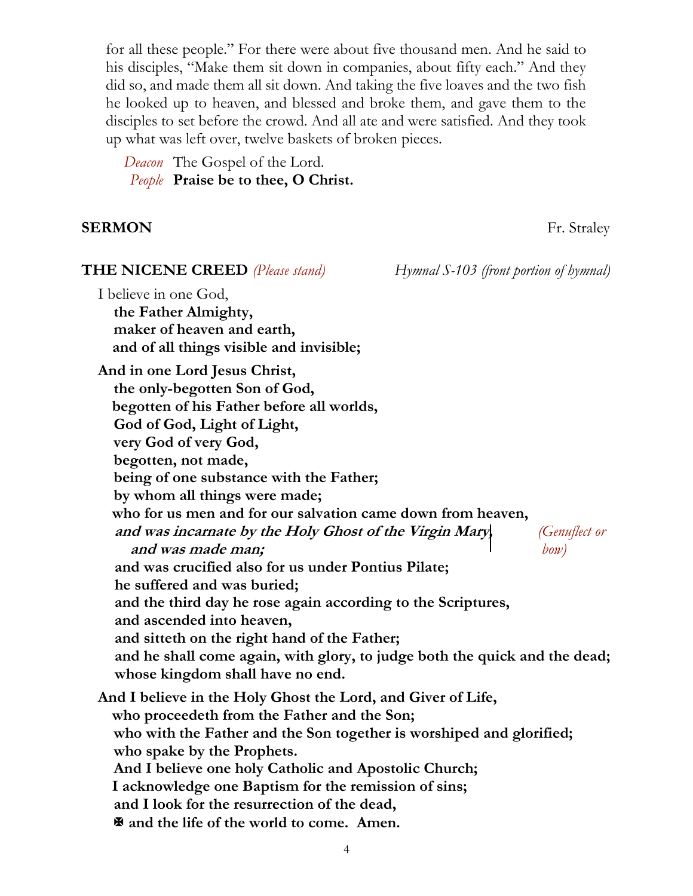for all these people." For there were about five thousand men. And he said to his disciples, "Make them sit down in companies, about fifty each." And they did so, and made them all sit down. And taking the five loaves and the two fish he looked up to heaven, and blessed and broke them, and gave them to the disciples to set before the crowd. And all ate and were satisfied. And they took up what was left over, twelve baskets of broken pieces.

*Deacon* The Gospel of the Lord.
*People* **Praise be to thee, O Christ.**

**SERMON** Fr. Straley

**THE NICENE CREED** *(Please stand)* *Hymnal S-103 (front portion of hymnal)*

I believe in one God,
**the Father Almighty,**
**maker of heaven and earth,**
**and of all things visible and invisible;**

**And in one Lord Jesus Christ,**
**the only-begotten Son of God,**
**begotten of his Father before all worlds,**
**God of God, Light of Light,**
**very God of very God,**
**begotten, not made,**
**being of one substance with the Father;**
**by whom all things were made;**
**who for us men and for our salvation came down from heaven,**
***and was incarnate by the Holy Ghost of the Virgin Mary,*** *(Genuflect or bow)*
***and was made man;***
**and was crucified also for us under Pontius Pilate;**
**he suffered and was buried;**
**and the third day he rose again according to the Scriptures,**
**and ascended into heaven,**
**and sitteth on the right hand of the Father;**
**and he shall come again, with glory, to judge both the quick and the dead;**
**whose kingdom shall have no end.**

**And I believe in the Holy Ghost the Lord, and Giver of Life,**
**who proceedeth from the Father and the Son;**
**who with the Father and the Son together is worshiped and glorified;**
**who spake by the Prophets.**
**And I believe one holy Catholic and Apostolic Church;**
**I acknowledge one Baptism for the remission of sins;**
**and I look for the resurrection of the dead,**
✠ **and the life of the world to come. Amen.**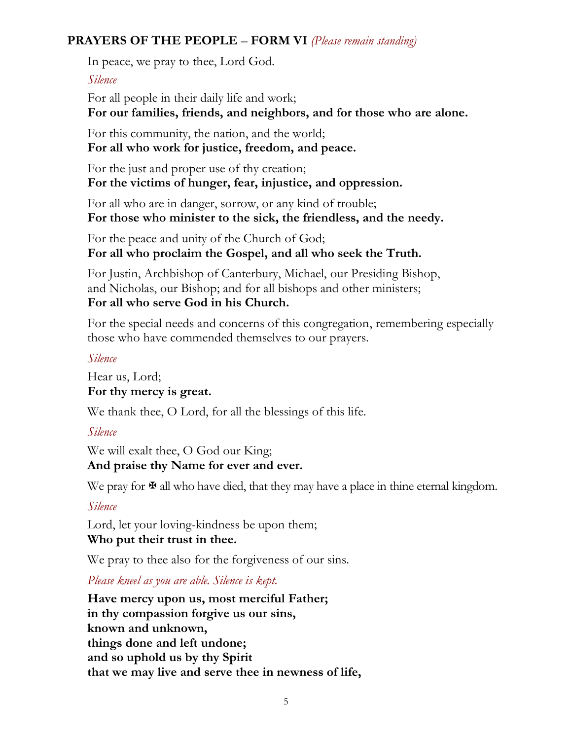**PRAYERS OF THE PEOPLE – FORM VI** *(Please remain standing)*

In peace, we pray to thee, Lord God.

*Silence*

For all people in their daily life and work;
**For our families, friends, and neighbors, and for those who are alone.**

For this community, the nation, and the world;
**For all who work for justice, freedom, and peace.**

For the just and proper use of thy creation;
**For the victims of hunger, fear, injustice, and oppression.**

For all who are in danger, sorrow, or any kind of trouble;
**For those who minister to the sick, the friendless, and the needy.**

For the peace and unity of the Church of God;
**For all who proclaim the Gospel, and all who seek the Truth.**

For Justin, Archbishop of Canterbury, Michael, our Presiding Bishop, and Nicholas, our Bishop; and for all bishops and other ministers;
**For all who serve God in his Church.**

For the special needs and concerns of this congregation, remembering especially those who have commended themselves to our prayers.

*Silence*

Hear us, Lord;
**For thy mercy is great.**

We thank thee, O Lord, for all the blessings of this life.

*Silence*

We will exalt thee, O God our King;
**And praise thy Name for ever and ever.**

We pray for ✠ all who have died, that they may have a place in thine eternal kingdom.

*Silence*

Lord, let your loving-kindness be upon them;
**Who put their trust in thee.**

We pray to thee also for the forgiveness of our sins.

*Please kneel as you are able. Silence is kept.*

**Have mercy upon us, most merciful Father;**
**in thy compassion forgive us our sins,**
**known and unknown,**
**things done and left undone;**
**and so uphold us by thy Spirit**
**that we may live and serve thee in newness of life,**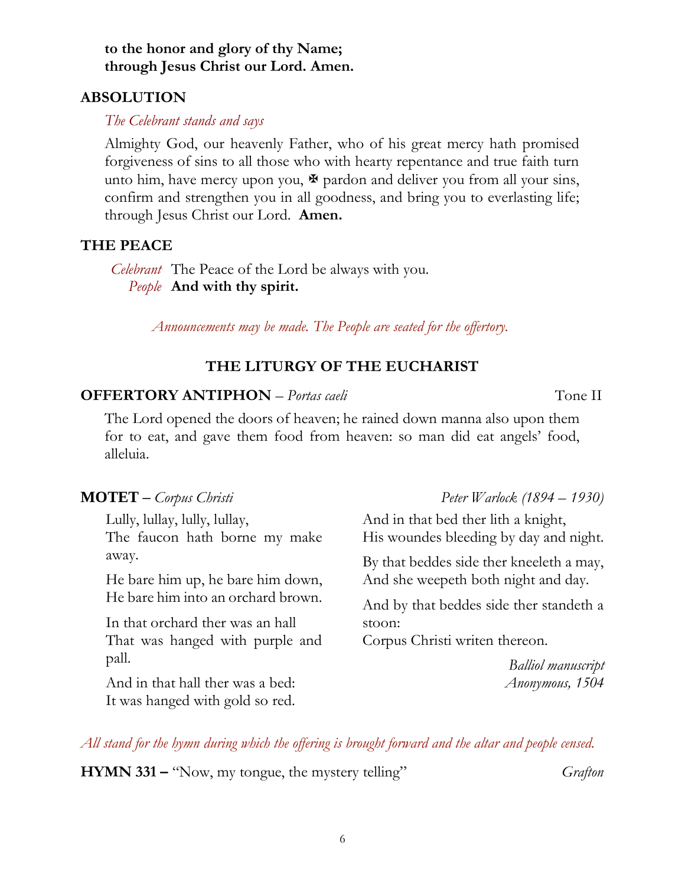**to the honor and glory of thy Name;**
**through Jesus Christ our Lord. Amen.**

## ABSOLUTION

*The Celebrant stands and says*

Almighty God, our heavenly Father, who of his great mercy hath promised forgiveness of sins to all those who with hearty repentance and true faith turn unto him, have mercy upon you, ✠ pardon and deliver you from all your sins, confirm and strengthen you in all goodness, and bring you to everlasting life; through Jesus Christ our Lord. **Amen.**

## THE PEACE

*Celebrant* The Peace of the Lord be always with you.
*People* **And with thy spirit.**

*Announcements may be made. The People are seated for the offertory.*

# THE LITURGY OF THE EUCHARIST

**OFFERTORY ANTIPHON** – *Portas caeli* Tone II

The Lord opened the doors of heaven; he rained down manna also upon them for to eat, and gave them food from heaven: so man did eat angels' food, alleluia.

**MOTET** – *Corpus Christi* *Peter Warlock (1894 – 1930)*

Lully, lullay, lully, lullay,
The faucon hath borne my make away.

He bare him up, he bare him down,
He bare him into an orchard brown.

In that orchard ther was an hall
That was hanged with purple and pall.

And in that hall ther was a bed:
It was hanged with gold so red.

And in that bed ther lith a knight,
His woundes bleeding by day and night.

By that beddes side ther kneeleth a may,
And she weepeth both night and day.

And by that beddes side ther standeth a stoon:
Corpus Christi writen thereon.

*Balliol manuscript*
*Anonymous, 1504*

*All stand for the hymn during which the offering is brought forward and the altar and people censed.*

**HYMN 331 –** "Now, my tongue, the mystery telling" *Grafton*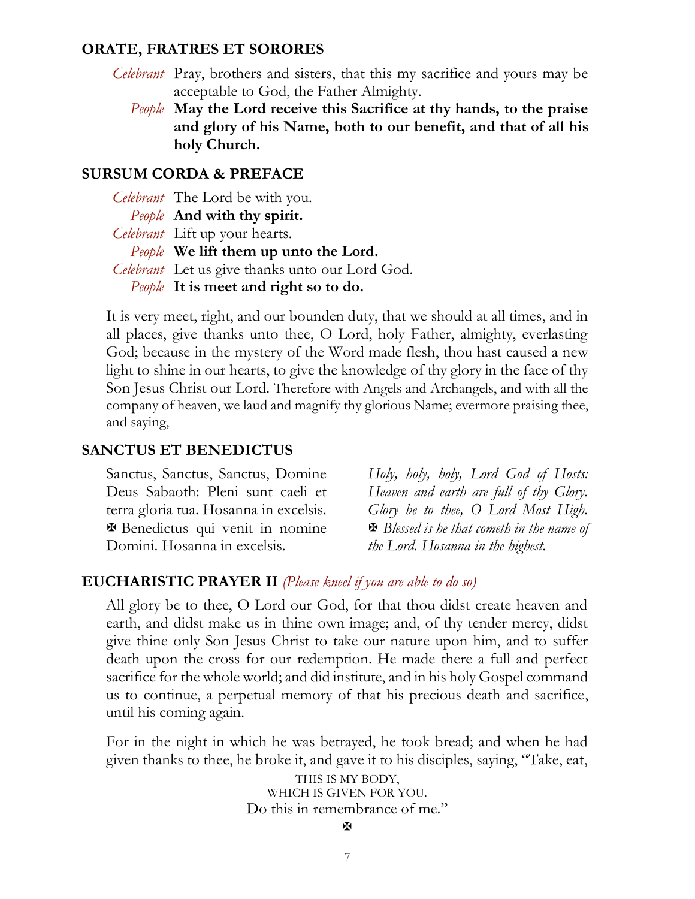## ORATE, FRATRES ET SORORES

*Celebrant* Pray, brothers and sisters, that this my sacrifice and yours may be acceptable to God, the Father Almighty.

*People* **May the Lord receive this Sacrifice at thy hands, to the praise and glory of his Name, both to our benefit, and that of all his holy Church.**

## SURSUM CORDA & PREFACE

*Celebrant* The Lord be with you.
*People* **And with thy spirit.**
*Celebrant* Lift up your hearts.
*People* **We lift them up unto the Lord.**
*Celebrant* Let us give thanks unto our Lord God.
*People* **It is meet and right so to do.**

It is very meet, right, and our bounden duty, that we should at all times, and in all places, give thanks unto thee, O Lord, holy Father, almighty, everlasting God; because in the mystery of the Word made flesh, thou hast caused a new light to shine in our hearts, to give the knowledge of thy glory in the face of thy Son Jesus Christ our Lord. Therefore with Angels and Archangels, and with all the company of heaven, we laud and magnify thy glorious Name; evermore praising thee, and saying,

## SANCTUS ET BENEDICTUS

Sanctus, Sanctus, Sanctus, Domine Deus Sabaoth: Pleni sunt caeli et terra gloria tua. Hosanna in excelsis. ✠ Benedictus qui venit in nomine Domini. Hosanna in excelsis.

*Holy, holy, holy, Lord God of Hosts: Heaven and earth are full of thy Glory. Glory be to thee, O Lord Most High. ✠ Blessed is he that cometh in the name of the Lord. Hosanna in the highest.*

## EUCHARISTIC PRAYER II *(Please kneel if you are able to do so)*

All glory be to thee, O Lord our God, for that thou didst create heaven and earth, and didst make us in thine own image; and, of thy tender mercy, didst give thine only Son Jesus Christ to take our nature upon him, and to suffer death upon the cross for our redemption. He made there a full and perfect sacrifice for the whole world; and did institute, and in his holy Gospel command us to continue, a perpetual memory of that his precious death and sacrifice, until his coming again.

For in the night in which he was betrayed, he took bread; and when he had given thanks to thee, he broke it, and gave it to his disciples, saying, "Take, eat,

THIS IS MY BODY,
WHICH IS GIVEN FOR YOU.
Do this in remembrance of me."

✠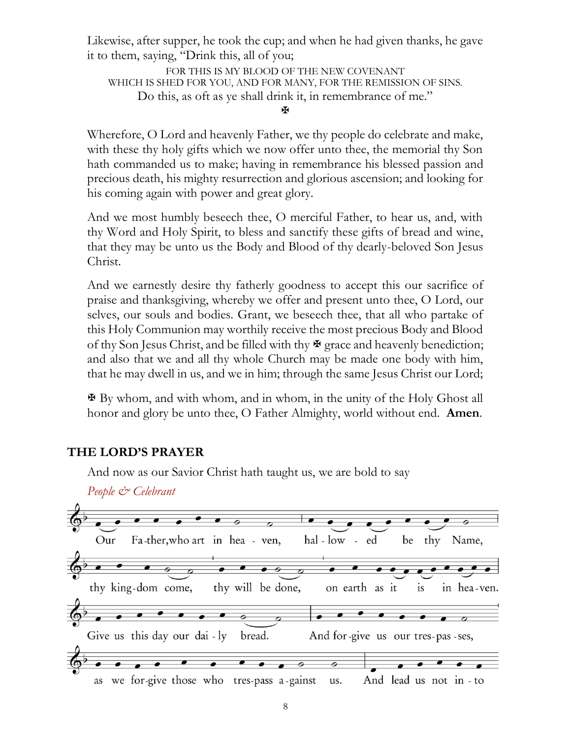Likewise, after supper, he took the cup; and when he had given thanks, he gave it to them, saying, "Drink this, all of you;

FOR THIS IS MY BLOOD OF THE NEW COVENANT
WHICH IS SHED FOR YOU, AND FOR MANY, FOR THE REMISSION OF SINS.
Do this, as oft as ye shall drink it, in remembrance of me."

✠

Wherefore, O Lord and heavenly Father, we thy people do celebrate and make, with these thy holy gifts which we now offer unto thee, the memorial thy Son hath commanded us to make; having in remembrance his blessed passion and precious death, his mighty resurrection and glorious ascension; and looking for his coming again with power and great glory.

And we most humbly beseech thee, O merciful Father, to hear us, and, with thy Word and Holy Spirit, to bless and sanctify these gifts of bread and wine, that they may be unto us the Body and Blood of thy dearly-beloved Son Jesus Christ.

And we earnestly desire thy fatherly goodness to accept this our sacrifice of praise and thanksgiving, whereby we offer and present unto thee, O Lord, our selves, our souls and bodies. Grant, we beseech thee, that all who partake of this Holy Communion may worthily receive the most precious Body and Blood of thy Son Jesus Christ, and be filled with thy ✠ grace and heavenly benediction; and also that we and all thy whole Church may be made one body with him, that he may dwell in us, and we in him; through the same Jesus Christ our Lord;

✠ By whom, and with whom, and in whom, in the unity of the Holy Ghost all honor and glory be unto thee, O Father Almighty, world without end. **Amen**.

## THE LORD'S PRAYER

And now as our Savior Christ hath taught us, we are bold to say

*People & Celebrant*

Our Father, who art in heaven, hallowed be thy Name, thy kingdom come, thy will be done, on earth as it is in heaven. Give us this day our daily bread. And forgive us our trespasses, as we forgive those who trespass against us. And lead us not into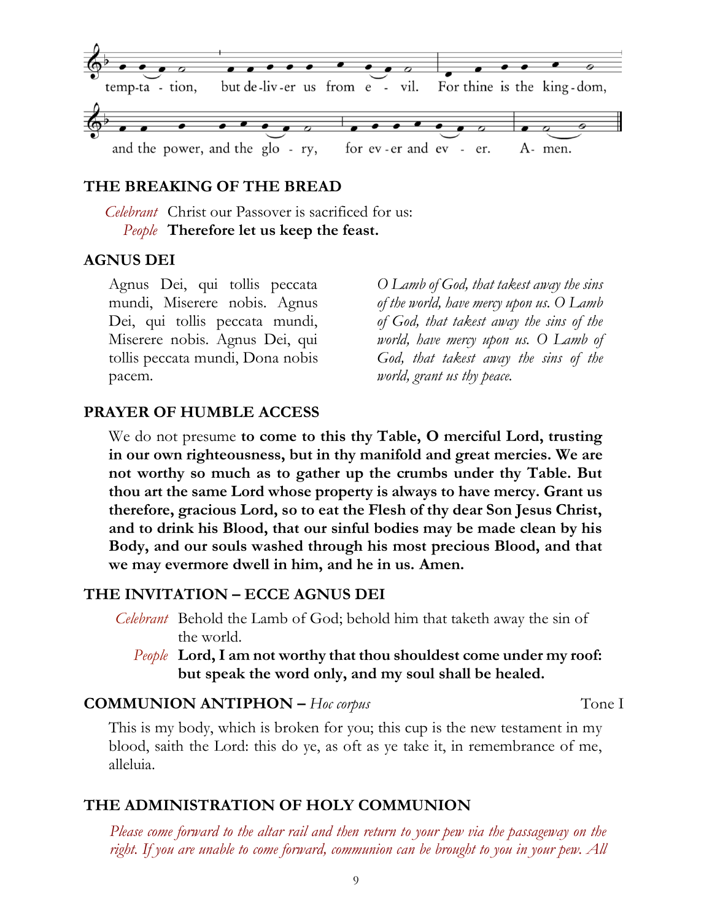temp-ta - tion, but de-liv-er us from e - vil. For thine is the king-dom,

and the power, and the glo - ry, for ev-er and ev - er. A- men.

### THE BREAKING OF THE BREAD

*Celebrant* Christ our Passover is sacrificed for us:
*People* **Therefore let us keep the feast.**

### AGNUS DEI

Agnus Dei, qui tollis peccata mundi, Miserere nobis. Agnus Dei, qui tollis peccata mundi, Miserere nobis. Agnus Dei, qui tollis peccata mundi, Dona nobis pacem.

*O Lamb of God, that takest away the sins of the world, have mercy upon us. O Lamb of God, that takest away the sins of the world, have mercy upon us. O Lamb of God, that takest away the sins of the world, grant us thy peace.*

### PRAYER OF HUMBLE ACCESS

We do not presume **to come to this thy Table, O merciful Lord, trusting in our own righteousness, but in thy manifold and great mercies. We are not worthy so much as to gather up the crumbs under thy Table. But thou art the same Lord whose property is always to have mercy. Grant us therefore, gracious Lord, so to eat the Flesh of thy dear Son Jesus Christ, and to drink his Blood, that our sinful bodies may be made clean by his Body, and our souls washed through his most precious Blood, and that we may evermore dwell in him, and he in us. Amen.**

### THE INVITATION – ECCE AGNUS DEI

*Celebrant* Behold the Lamb of God; behold him that taketh away the sin of the world.
*People* **Lord, I am not worthy that thou shouldest come under my roof: but speak the word only, and my soul shall be healed.**

### COMMUNION ANTIPHON – *Hoc corpus* Tone I

This is my body, which is broken for you; this cup is the new testament in my blood, saith the Lord: this do ye, as oft as ye take it, in remembrance of me, alleluia.

### THE ADMINISTRATION OF HOLY COMMUNION

*Please come forward to the altar rail and then return to your pew via the passageway on the right. If you are unable to come forward, communion can be brought to you in your pew. All*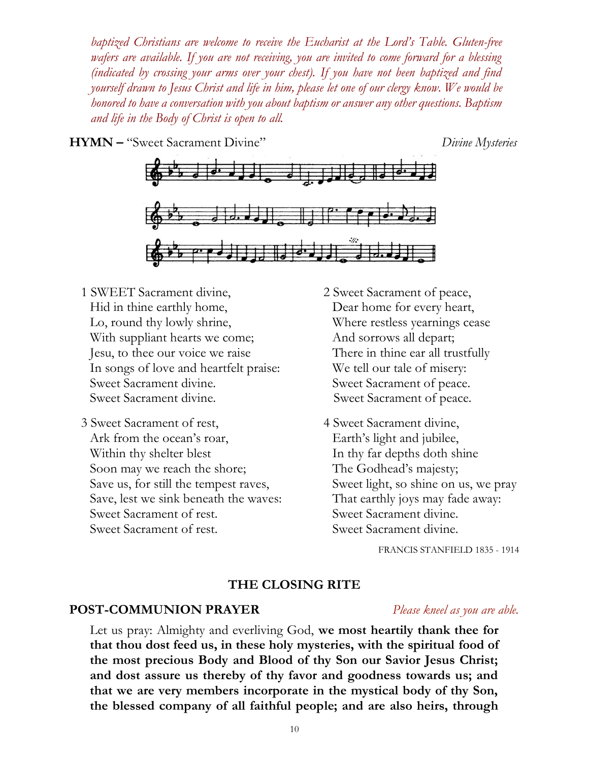*baptized Christians are welcome to receive the Eucharist at the Lord's Table. Gluten-free wafers are available. If you are not receiving, you are invited to come forward for a blessing (indicated by crossing your arms over your chest). If you have not been baptized and find yourself drawn to Jesus Christ and life in him, please let one of our clergy know. We would be honored to have a conversation with you about baptism or answer any other questions. Baptism and life in the Body of Christ is open to all.*

**HYMN –** "Sweet Sacrament Divine" *Divine Mysteries*

1 SWEET Sacrament divine,
Hid in thine earthly home,
Lo, round thy lowly shrine,
With suppliant hearts we come;
Jesu, to thee our voice we raise
In songs of love and heartfelt praise:
Sweet Sacrament divine.
Sweet Sacrament divine.

2 Sweet Sacrament of peace,
Dear home for every heart,
Where restless yearnings cease
And sorrows all depart;
There in thine ear all trustfully
We tell our tale of misery:
Sweet Sacrament of peace.
Sweet Sacrament of peace.

3 Sweet Sacrament of rest,
Ark from the ocean's roar,
Within thy shelter blest
Soon may we reach the shore;
Save us, for still the tempest raves,
Save, lest we sink beneath the waves:
Sweet Sacrament of rest.
Sweet Sacrament of rest.

4 Sweet Sacrament divine,
Earth's light and jubilee,
In thy far depths doth shine
The Godhead's majesty;
Sweet light, so shine on us, we pray
That earthly joys may fade away:
Sweet Sacrament divine.
Sweet Sacrament divine.

FRANCIS STANFIELD 1835 - 1914

## THE CLOSING RITE

**POST-COMMUNION PRAYER** *Please kneel as you are able.*

Let us pray: Almighty and everliving God, **we most heartily thank thee for that thou dost feed us, in these holy mysteries, with the spiritual food of the most precious Body and Blood of thy Son our Savior Jesus Christ; and dost assure us thereby of thy favor and goodness towards us; and that we are very members incorporate in the mystical body of thy Son, the blessed company of all faithful people; and are also heirs, through**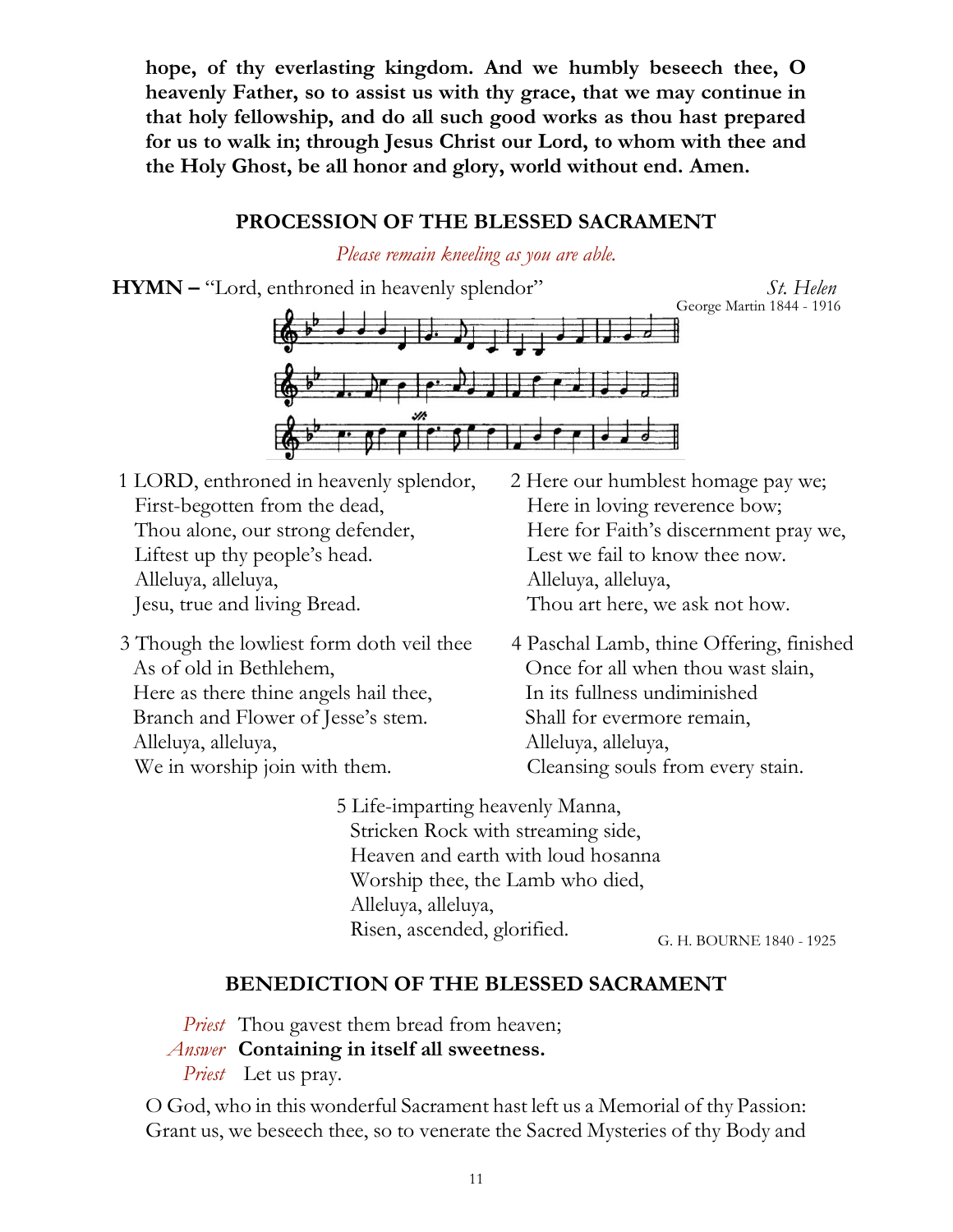**hope, of thy everlasting kingdom. And we humbly beseech thee, O heavenly Father, so to assist us with thy grace, that we may continue in that holy fellowship, and do all such good works as thou hast prepared for us to walk in; through Jesus Christ our Lord, to whom with thee and the Holy Ghost, be all honor and glory, world without end. Amen.**

## PROCESSION OF THE BLESSED SACRAMENT

*Please remain kneeling as you are able.*

**HYMN –** "Lord, enthroned in heavenly splendor" *St. Helen*

George Martin 1844 - 1916

1 LORD, enthroned in heavenly splendor,
First-begotten from the dead,
Thou alone, our strong defender,
Liftest up thy people's head.
Alleluya, alleluya,
Jesu, true and living Bread.

2 Here our humblest homage pay we;
Here in loving reverence bow;
Here for Faith's discernment pray we,
Lest we fail to know thee now.
Alleluya, alleluya,
Thou art here, we ask not how.

3 Though the lowliest form doth veil thee
As of old in Bethlehem,
Here as there thine angels hail thee,
Branch and Flower of Jesse's stem.
Alleluya, alleluya,
We in worship join with them.

4 Paschal Lamb, thine Offering, finished
Once for all when thou wast slain,
In its fullness undiminished
Shall for evermore remain,
Alleluya, alleluya,
Cleansing souls from every stain.

5 Life-imparting heavenly Manna,
Stricken Rock with streaming side,
Heaven and earth with loud hosanna
Worship thee, the Lamb who died,
Alleluya, alleluya,
Risen, ascended, glorified.

G. H. BOURNE 1840 - 1925

## BENEDICTION OF THE BLESSED SACRAMENT

*Priest* Thou gavest them bread from heaven;
*Answer* **Containing in itself all sweetness.**
*Priest* Let us pray.

O God, who in this wonderful Sacrament hast left us a Memorial of thy Passion: Grant us, we beseech thee, so to venerate the Sacred Mysteries of thy Body and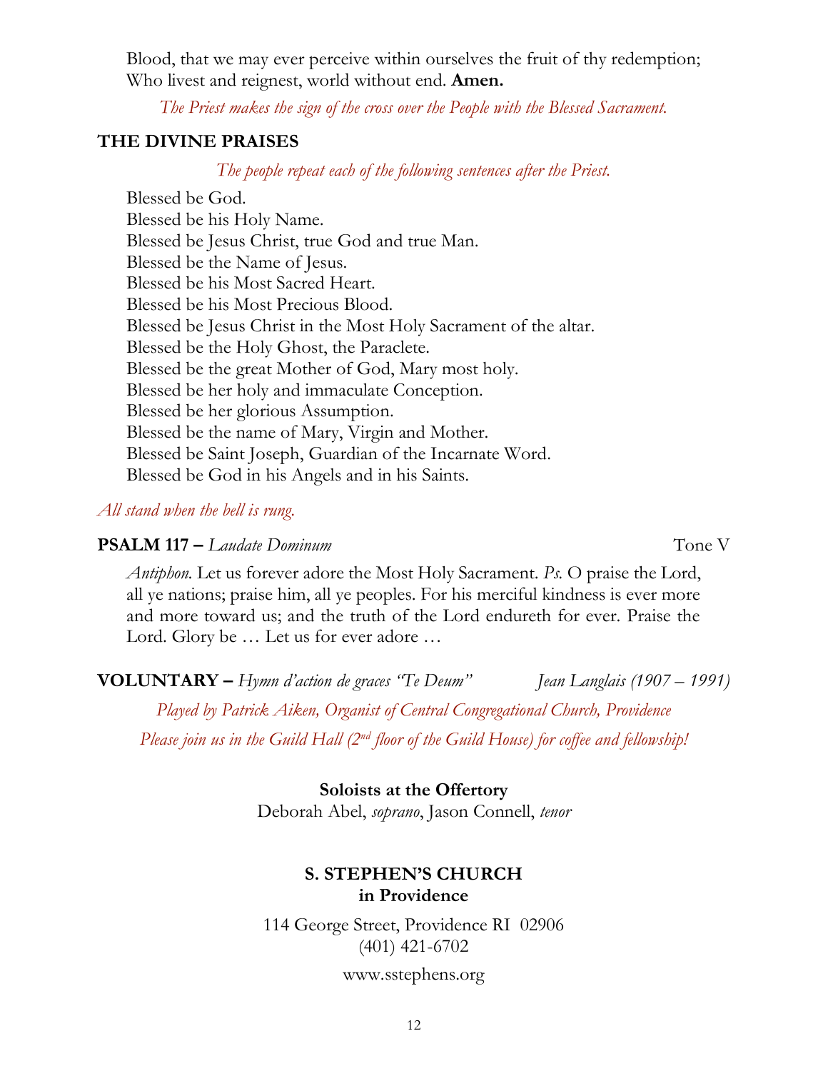Blood, that we may ever perceive within ourselves the fruit of thy redemption; Who livest and reignest, world without end. **Amen.**

*The Priest makes the sign of the cross over the People with the Blessed Sacrament.*

## THE DIVINE PRAISES

*The people repeat each of the following sentences after the Priest.*

Blessed be God.
Blessed be his Holy Name.
Blessed be Jesus Christ, true God and true Man.
Blessed be the Name of Jesus.
Blessed be his Most Sacred Heart.
Blessed be his Most Precious Blood.
Blessed be Jesus Christ in the Most Holy Sacrament of the altar.
Blessed be the Holy Ghost, the Paraclete.
Blessed be the great Mother of God, Mary most holy.
Blessed be her holy and immaculate Conception.
Blessed be her glorious Assumption.
Blessed be the name of Mary, Virgin and Mother.
Blessed be Saint Joseph, Guardian of the Incarnate Word.
Blessed be God in his Angels and in his Saints.

*All stand when the bell is rung.*

**PSALM 117 –** *Laudate Dominum* Tone V

*Antiphon.* Let us forever adore the Most Holy Sacrament. *Ps.* O praise the Lord, all ye nations; praise him, all ye peoples. For his merciful kindness is ever more and more toward us; and the truth of the Lord endureth for ever. Praise the Lord. Glory be … Let us for ever adore …

**VOLUNTARY –** *Hymn d'action de graces "Te Deum"* *Jean Langlais (1907 – 1991)*

*Played by Patrick Aiken, Organist of Central Congregational Church, Providence*

*Please join us in the Guild Hall (2nd floor of the Guild House) for coffee and fellowship!*

**Soloists at the Offertory**
Deborah Abel, *soprano*, Jason Connell, *tenor*

**S. STEPHEN'S CHURCH**
**in Providence**

114 George Street, Providence RI 02906
(401) 421-6702

www.sstephens.org